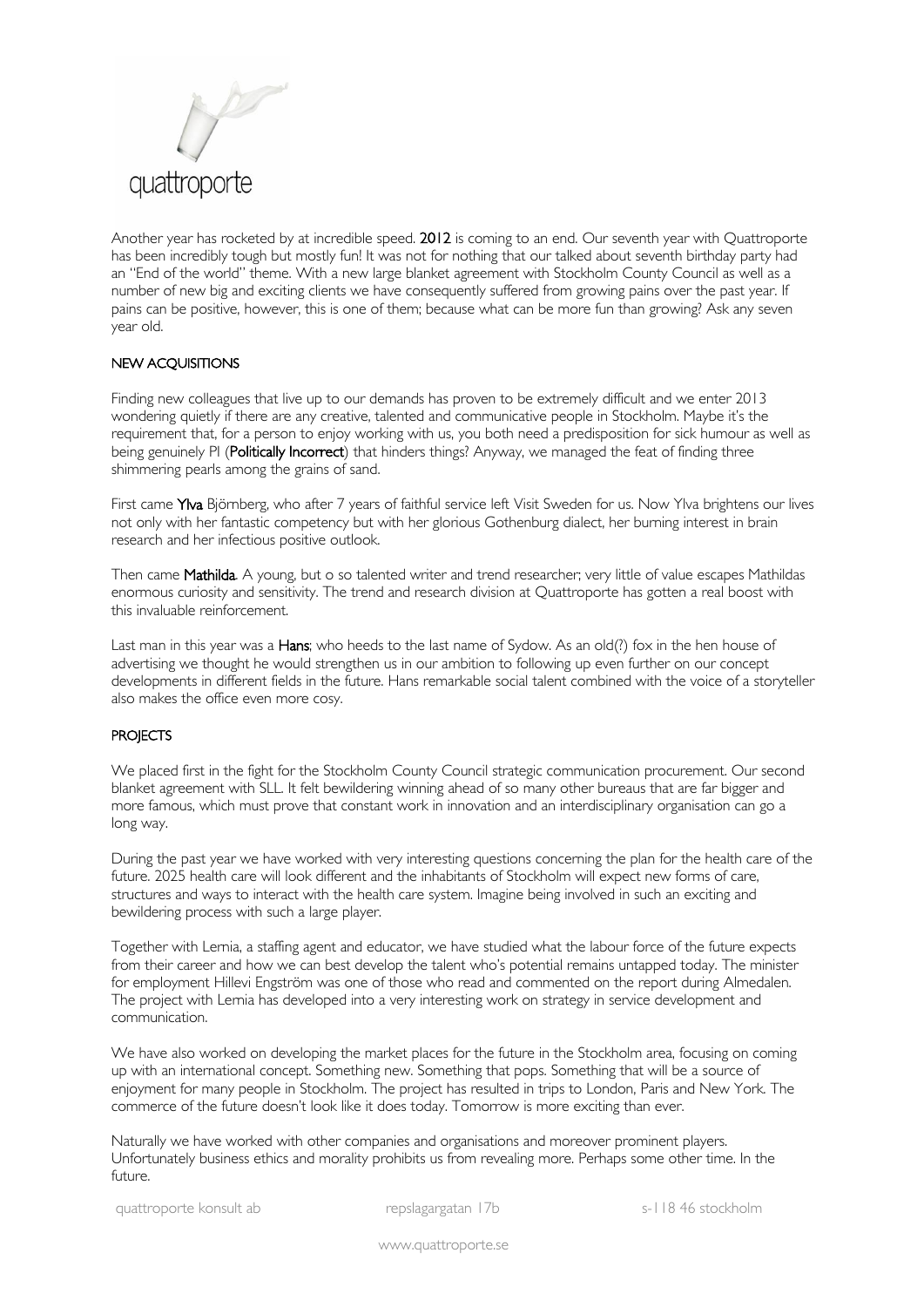quattroporte

Another year has rocketed by at incredible speed. **2012** is coming to an end. Our seventh year with Quattroporte has been incredibly tough but mostly fun! It was not for nothing that our talked about seventh birthday party had an "End of the world" theme. With a new large blanket agreement with Stockholm County Council as well as a number of new big and exciting clients we have consequently suffered from growing pains over the past year. If pains can be positive, however, this is one of them; because what can be more fun than growing? Ask any seven year old.

## NEW ACQUISITIONS

Finding new colleagues that live up to our demands has proven to be extremely difficult and we enter 2013 wondering quietly if there are any creative, talented and communicative people in Stockholm. Maybe it's the requirement that, for a person to enjoy working with us, you both need a predisposition for sick humour as well as being genuinely PI (**Politically Incorrect**) that hinders things? Anyway, we managed the feat of finding three shimmering pearls among the grains of sand.

First came **Ylva** Björnberg, who after 7 years of faithful service left Visit Sweden for us. Now Ylva brightens our lives not only with her fantastic competency but with her glorious Gothenburg dialect, her burning interest in brain research and her infectious positive outlook.

Then came **Mathilda**. A young, but o so talented writer and trend researcher; very little of value escapes Mathildas enormous curiosity and sensitivity. The trend and research division at Quattroporte has gotten a real boost with this invaluable reinforcement.

Last man in this year was a **Hans**; who heeds to the last name of Sydow. As an old(?) fox in the hen house of advertising we thought he would strengthen us in our ambition to following up even further on our concept developments in different fields in the future. Hans remarkable social talent combined with the voice of a storyteller also makes the office even more cosy.

## PROJECTS

We placed first in the fight for the Stockholm County Council strategic communication procurement. Our second blanket agreement with SLL. It felt bewildering winning ahead of so many other bureaus that are far bigger and more famous, which must prove that constant work in innovation and an interdisciplinary organisation can go a long way.

During the past year we have worked with very interesting questions concerning the plan for the health care of the future. 2025 health care will look different and the inhabitants of Stockholm will expect new forms of care, structures and ways to interact with the health care system. Imagine being involved in such an exciting and bewildering process with such a large player.

Together with Lernia, a staffing agent and educator, we have studied what the labour force of the future expects from their career and how we can best develop the talent who's potential remains untapped today. The minister for employment Hillevi Engström was one of those who read and commented on the report during Almedalen. The project with Lernia has developed into a very interesting work on strategy in service development and communication.

We have also worked on developing the market places for the future in the Stockholm area, focusing on coming up with an international concept. Something new. Something that pops. Something that will be a source of enjoyment for many people in Stockholm. The project has resulted in trips to London, Paris and New York. The commerce of the future doesn't look like it does today. Tomorrow is more exciting than ever.

Naturally we have worked with other companies and organisations and moreover prominent players. Unfortunately business ethics and morality prohibits us from revealing more. Perhaps some other time. In the future.

quattroporte konsult ab repslagargatan 17b s-118 46 stockholm

www.quattroporte.se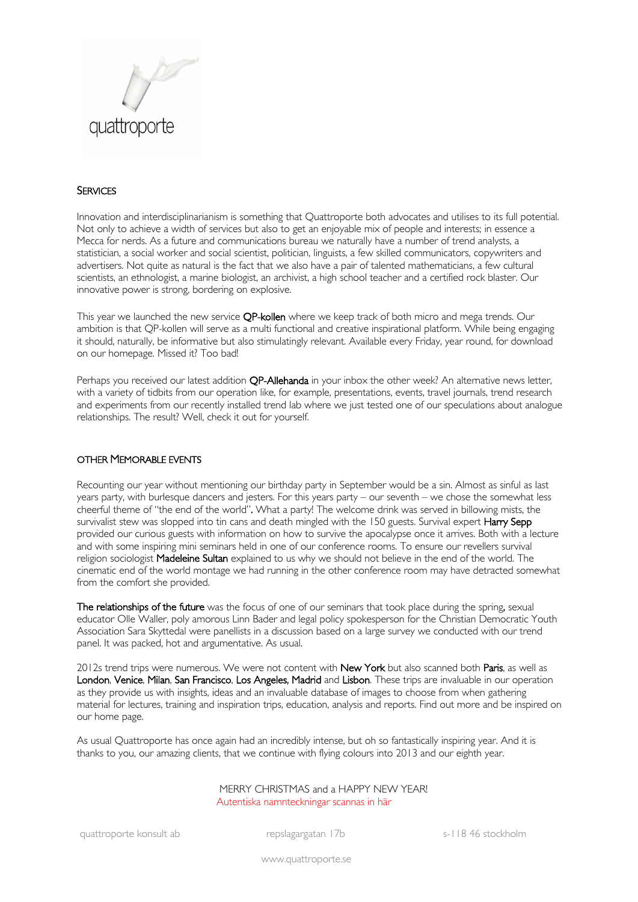quattroporte

## SERVICES

Innovation and interdisciplinarianism is something that Quattroporte both advocates and utilises to its full potential. Not only to achieve a width of services but also to get an enjoyable mix of people and interests; in essence a Mecca for nerds. As a future and communications bureau we naturally have a number of trend analysts, a statistician, a social worker and social scientist, politician, linguists, a few skilled communicators, copywriters and advertisers. Not quite as natural is the fact that we also have a pair of talented mathematicians, a few cultural scientists, an ethnologist, a marine biologist, an archivist, a high school teacher and a certified rock blaster. Our innovative power is strong, bordering on explosive.

This year we launched the new service **QP-kollen** where we keep track of both micro and mega trends. Our ambition is that QP-kollen will serve as a multi functional and creative inspirational platform. While being engaging it should, naturally, be informative but also stimulatingly relevant. Available every Friday, year round, for download on our homepage. Missed it? Too bad!

Perhaps you received our latest addition **QP-Allehanda** in your inbox the other week? An alternative news letter, with a variety of tidbits from our operation like, for example, presentations, events, travel journals, trend research and experiments from our recently installed trend lab where we just tested one of our speculations about analogue relationships. The result? Well, check it out for yourself.

## OTHER MEMORABLE EVENTS

Recounting our year without mentioning our birthday party in September would be a sin. Almost as sinful as last years party, with burlesque dancers and jesters. For this years party – our seventh – we chose the somewhat less cheerful theme of "the end of the world". What a party! The welcome drink was served in billowing mists, the survivalist stew was slopped into tin cans and death mingled with the 150 guests. Survival expert **Harry Sepp** provided our curious guests with information on how to survive the apocalypse once it arrives. Both with a lecture and with some inspiring mini seminars held in one of our conference rooms. To ensure our revellers survival religion sociologist **Madeleine Sultan** explained to us why we should not believe in the end of the world. The cinematic end of the world montage we had running in the other conference room may have detracted somewhat from the comfort she provided.

**The relationships of the future** was the focus of one of our seminars that took place during the spring, sexual educator Olle Waller, poly amorous Linn Bader and legal policy spokesperson for the Christian Democratic Youth Association Sara Skyttedal were panellists in a discussion based on a large survey we conducted with our trend panel. It was packed, hot and argumentative. As usual.

2012s trend trips were numerous. We were not content with **New York** but also scanned both **Paris**, as well as **London**, **Venice**, **Milan**, **San Francisco**, **Los Angeles, Madrid** and **Lisbon**. These trips are invaluable in our operation as they provide us with insights, ideas and an invaluable database of images to choose from when gathering material for lectures, training and inspiration trips, education, analysis and reports. Find out more and be inspired on our home page.

As usual Quattroporte has once again had an incredibly intense, but oh so fantastically inspiring year. And it is thanks to you, our amazing clients, that we continue with flying colours into 2013 and our eighth year.

MERRY CHRISTMAS and a HAPPY NEW YEAR!

Autentiska namnteckningar scannas in här

quattroporte konsult ab    repslagargatan 17b    s-118 46 stockholm

www.quattroporte.se